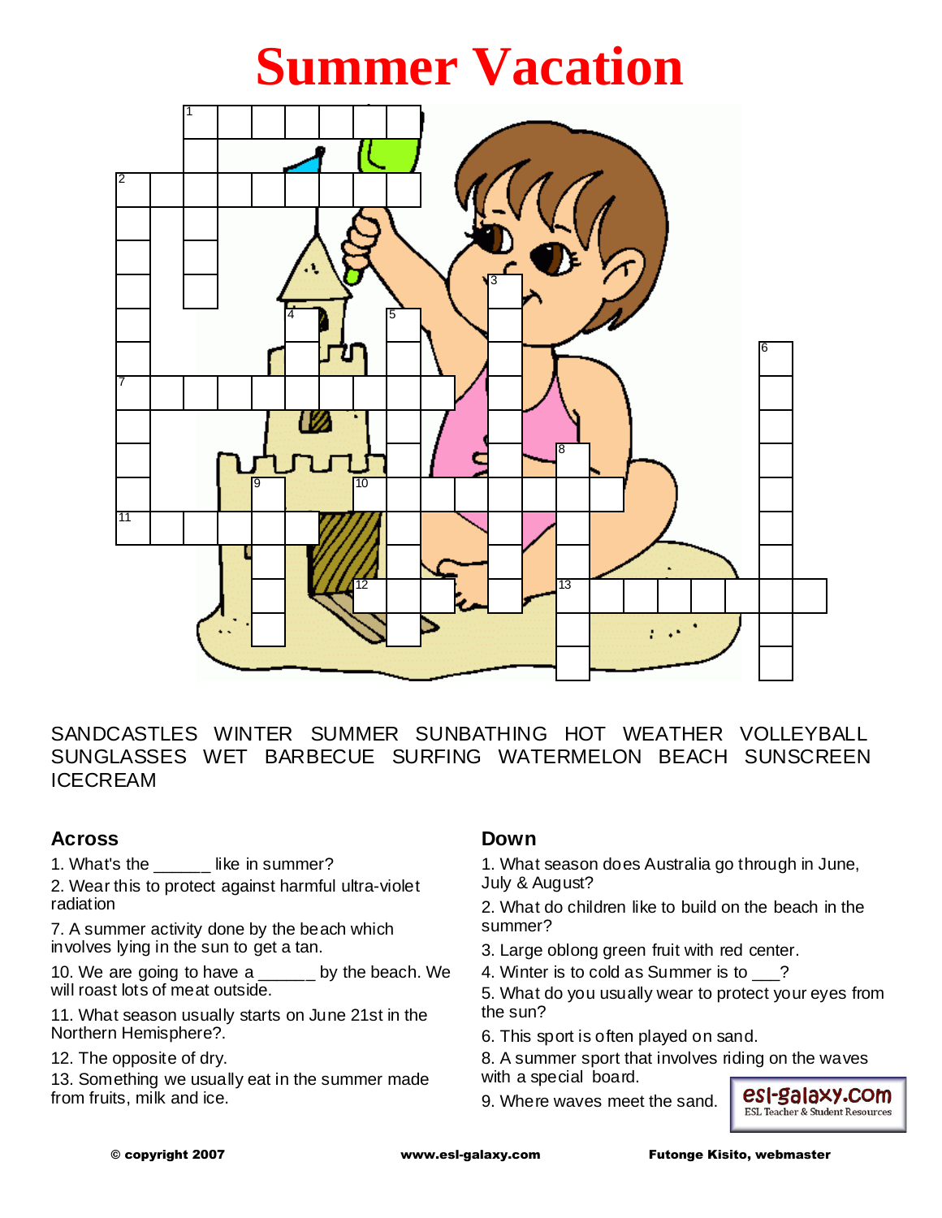# Summer Vacation

SANDCASTLES WINTER SUMMER SUNBATHING HOT WEATHER VOLLEYBALL SUNGLASSES WET BARBECUE SURFING WATERMELON BEACH SUNSCREEN ICECREAM

### Across

1. What's the ______ like in summer?
2. Wear this to protect against harmful ultra-violet radiation
7. A summer activity done by the beach which involves lying in the sun to get a tan.
10. We are going to have a ______ by the beach. We will roast lots of meat outside.
11. What season usually starts on June 21st in the Northern Hemisphere?.
12. The opposite of dry.
13. Something we usually eat in the summer made from fruits, milk and ice.

### Down

1. What season does Australia go through in June, July & August?
2. What do children like to build on the beach in the summer?
3. Large oblong green fruit with red center.
4. Winter is to cold as Summer is to ___?
5. What do you usually wear to protect your eyes from the sun?
6. This sport is often played on sand.
8. A summer sport that involves riding on the waves with a special board.
9. Where waves meet the sand.

esl-galaxy.com
ESL Teacher & Student Resources

© copyright 2007 www.esl-galaxy.com Futonge Kisito, webmaster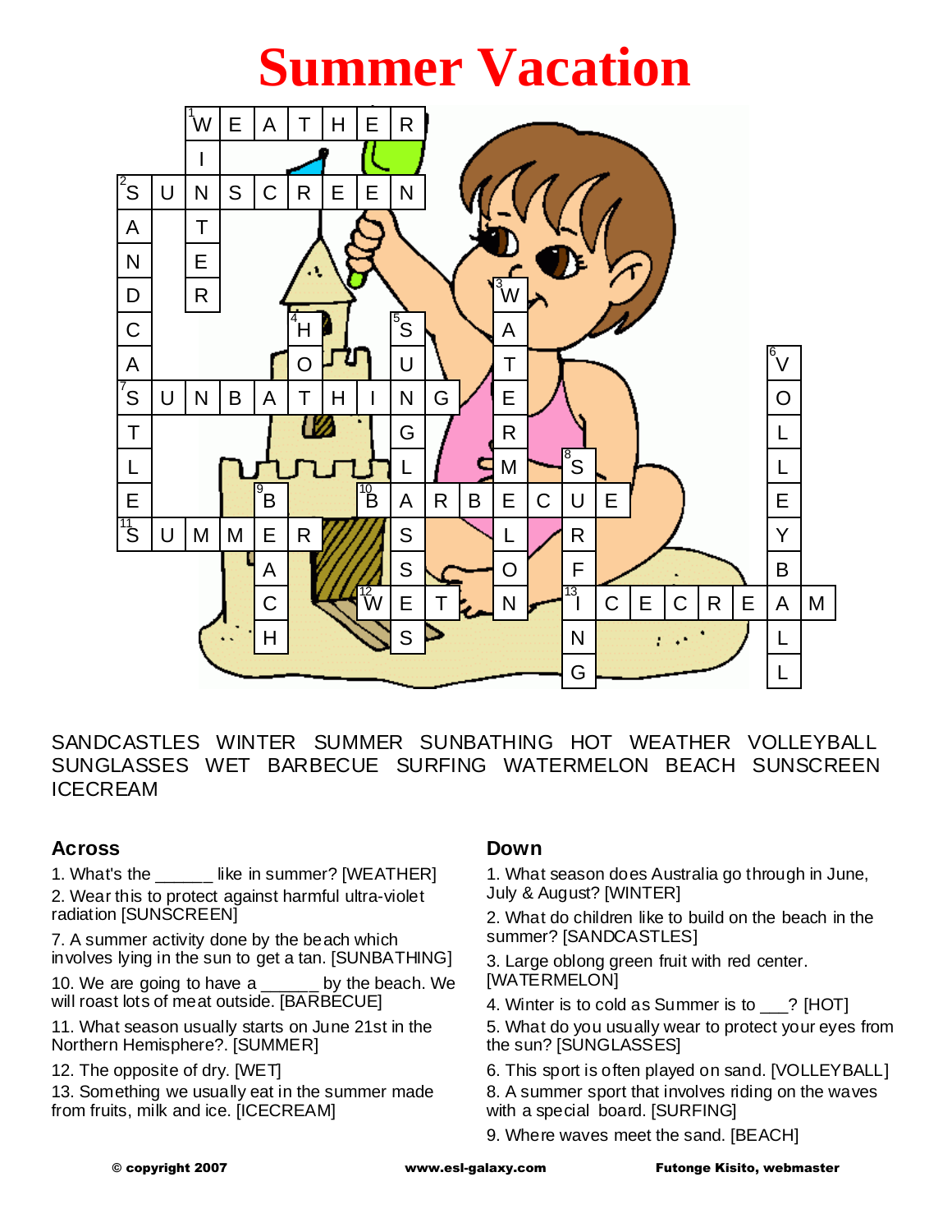# Summer Vacation

SANDCASTLES WINTER SUMMER SUNBATHING HOT WEATHER VOLLEYBALL SUNGLASSES WET BARBECUE SURFING WATERMELON BEACH SUNSCREEN ICECREAM

## Across

1. What's the ______ like in summer? [WEATHER]
2. Wear this to protect against harmful ultra-violet radiation [SUNSCREEN]
7. A summer activity done by the beach which involves lying in the sun to get a tan. [SUNBATHING]
10. We are going to have a ______ by the beach. We will roast lots of meat outside. [BARBECUE]
11. What season usually starts on June 21st in the Northern Hemisphere?. [SUMMER]
12. The opposite of dry. [WET]
13. Something we usually eat in the summer made from fruits, milk and ice. [ICECREAM]

## Down

1. What season does Australia go through in June, July & August? [WINTER]
2. What do children like to build on the beach in the summer? [SANDCASTLES]
3. Large oblong green fruit with red center. [WATERMELON]
4. Winter is to cold as Summer is to ___? [HOT]
5. What do you usually wear to protect your eyes from the sun? [SUNGLASSES]
6. This sport is often played on sand. [VOLLEYBALL]
8. A summer sport that involves riding on the waves with a special board. [SURFING]
9. Where waves meet the sand. [BEACH]

© copyright 2007 www.esl-galaxy.com Futonge Kisito, webmaster